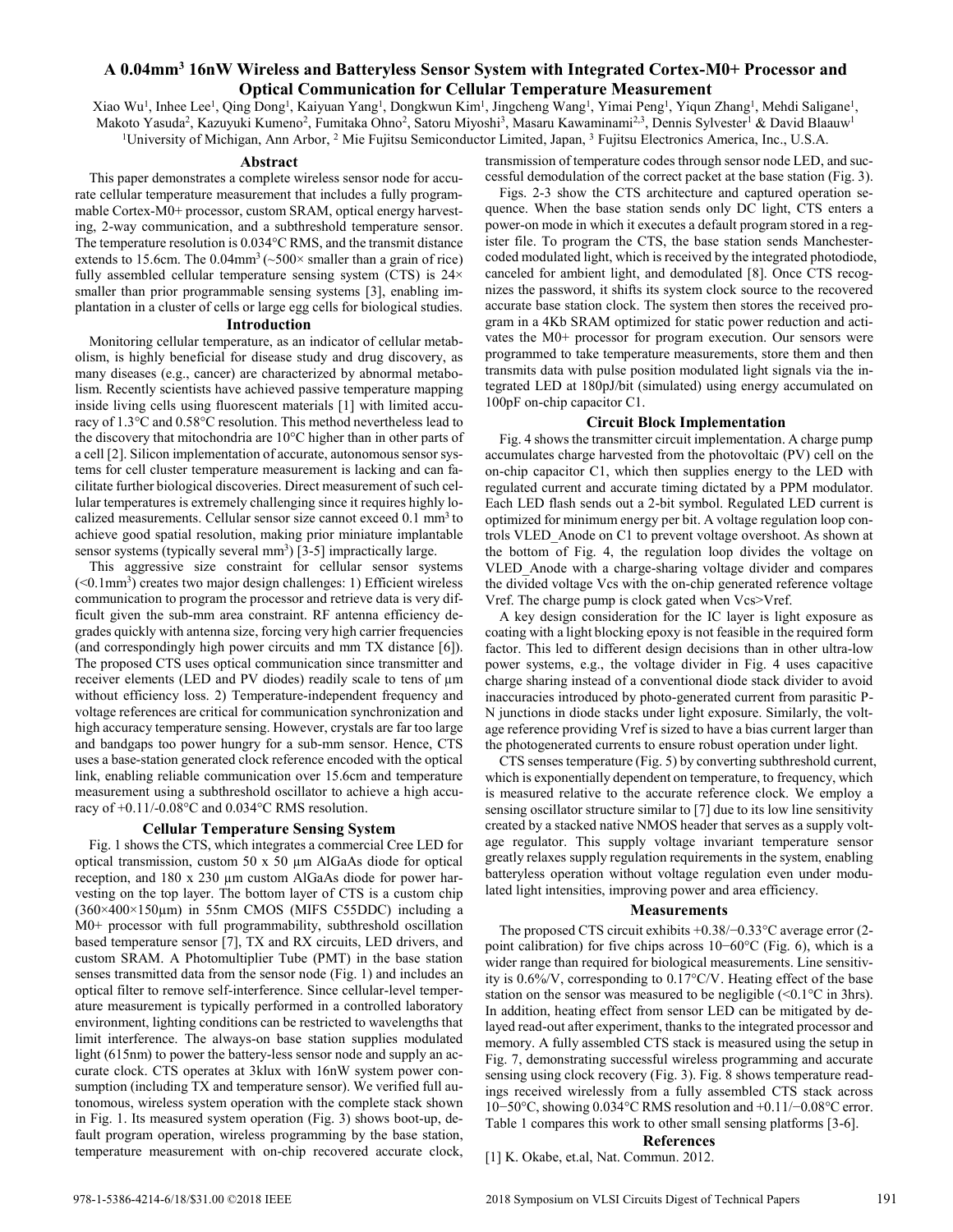# A 0.04mm$^3$ 16nW Wireless and Batteryless Sensor System with Integrated Cortex-M0+ Processor and Optical Communication for Cellular Temperature Measurement

Xiao Wu[1], Inhee Lee[1], Qing Dong[1], Kaiyuan Yang[1], Dongkwun Kim[1], Jingcheng Wang[1], Yimai Peng[1], Yiqun Zhang[1], Mehdi Saligane[1], Makoto Yasuda[2], Kazuyuki Kumeno[2], Fumitaka Ohno[2], Satoru Miyoshi[3], Masaru Kawaminami[2,3], Dennis Sylvester[1] & David Blaauw[1]

[1]University of Michigan, Ann Arbor, [2] Mie Fujitsu Semiconductor Limited, Japan, [3] Fujitsu Electronics America, Inc., U.S.A.

## Abstract

This paper demonstrates a complete wireless sensor node for accurate cellular temperature measurement that includes a fully programmable Cortex-M0+ processor, custom SRAM, optical energy harvesting, 2-way communication, and a subthreshold temperature sensor. The temperature resolution is 0.034°C RMS, and the transmit distance extends to 15.6cm. The 0.04mm$^3$ (~500× smaller than a grain of rice) fully assembled cellular temperature sensing system (CTS) is 24× smaller than prior programmable sensing systems [3], enabling implantation in a cluster of cells or large egg cells for biological studies.

## Introduction

Monitoring cellular temperature, as an indicator of cellular metabolism, is highly beneficial for disease study and drug discovery, as many diseases (e.g., cancer) are characterized by abnormal metabolism. Recently scientists have achieved passive temperature mapping inside living cells using fluorescent materials [1] with limited accuracy of 1.3°C and 0.58°C resolution. This method nevertheless lead to the discovery that mitochondria are 10°C higher than in other parts of a cell [2]. Silicon implementation of accurate, autonomous sensor systems for cell cluster temperature measurement is lacking and can facilitate further biological discoveries. Direct measurement of such cellular temperatures is extremely challenging since it requires highly localized measurements. Cellular sensor size cannot exceed 0.1 mm$^3$ to achieve good spatial resolution, making prior miniature implantable sensor systems (typically several mm$^3$) [3-5] impractically large.

This aggressive size constraint for cellular sensor systems (<0.1mm$^3$) creates two major design challenges: 1) Efficient wireless communication to program the processor and retrieve data is very difficult given the sub-mm area constraint. RF antenna efficiency degrades quickly with antenna size, forcing very high carrier frequencies (and correspondingly high power circuits and mm TX distance [6]). The proposed CTS uses optical communication since transmitter and receiver elements (LED and PV diodes) readily scale to tens of μm without efficiency loss. 2) Temperature-independent frequency and voltage references are critical for communication synchronization and high accuracy temperature sensing. However, crystals are far too large and bandgaps too power hungry for a sub-mm sensor. Hence, CTS uses a base-station generated clock reference encoded with the optical link, enabling reliable communication over 15.6cm and temperature measurement using a subthreshold oscillator to achieve a high accuracy of +0.11/-0.08°C and 0.034°C RMS resolution.

## Cellular Temperature Sensing System

Fig. 1 shows the CTS, which integrates a commercial Cree LED for optical transmission, custom 50 x 50 μm AlGaAs diode for optical reception, and 180 x 230 μm custom AlGaAs diode for power harvesting on the top layer. The bottom layer of CTS is a custom chip (360×400×150μm) in 55nm CMOS (MIFS C55DDC) including a M0+ processor with full programmability, subthreshold oscillation based temperature sensor [7], TX and RX circuits, LED drivers, and custom SRAM. A Photomultiplier Tube (PMT) in the base station senses transmitted data from the sensor node (Fig. 1) and includes an optical filter to remove self-interference. Since cellular-level temperature measurement is typically performed in a controlled laboratory environment, lighting conditions can be restricted to wavelengths that limit interference. The always-on base station supplies modulated light (615nm) to power the battery-less sensor node and supply an accurate clock. CTS operates at 3klux with 16nW system power consumption (including TX and temperature sensor). We verified full autonomous, wireless system operation with the complete stack shown in Fig. 1. Its measured system operation (Fig. 3) shows boot-up, default program operation, wireless programming by the base station, temperature measurement with on-chip recovered accurate clock, transmission of temperature codes through sensor node LED, and successful demodulation of the correct packet at the base station (Fig. 3).

Figs. 2-3 show the CTS architecture and captured operation sequence. When the base station sends only DC light, CTS enters a power-on mode in which it executes a default program stored in a register file. To program the CTS, the base station sends Manchester-coded modulated light, which is received by the integrated photodiode, canceled for ambient light, and demodulated [8]. Once CTS recognizes the password, it shifts its system clock source to the recovered accurate base station clock. The system then stores the received program in a 4Kb SRAM optimized for static power reduction and activates the M0+ processor for program execution. Our sensors were programmed to take temperature measurements, store them and then transmits data with pulse position modulated light signals via the integrated LED at 180pJ/bit (simulated) using energy accumulated on 100pF on-chip capacitor C1.

## Circuit Block Implementation

Fig. 4 shows the transmitter circuit implementation. A charge pump accumulates charge harvested from the photovoltaic (PV) cell on the on-chip capacitor C1, which then supplies energy to the LED with regulated current and accurate timing dictated by a PPM modulator. Each LED flash sends out a 2-bit symbol. Regulated LED current is optimized for minimum energy per bit. A voltage regulation loop controls VLED_Anode on C1 to prevent voltage overshoot. As shown at the bottom of Fig. 4, the regulation loop divides the voltage on VLED_Anode with a charge-sharing voltage divider and compares the divided voltage Vcs with the on-chip generated reference voltage Vref. The charge pump is clock gated when Vcs>Vref.

A key design consideration for the IC layer is light exposure as coating with a light blocking epoxy is not feasible in the required form factor. This led to different design decisions than in other ultra-low power systems, e.g., the voltage divider in Fig. 4 uses capacitive charge sharing instead of a conventional diode stack divider to avoid inaccuracies introduced by photo-generated current from parasitic P-N junctions in diode stacks under light exposure. Similarly, the voltage reference providing Vref is sized to have a bias current larger than the photogenerated currents to ensure robust operation under light.

CTS senses temperature (Fig. 5) by converting subthreshold current, which is exponentially dependent on temperature, to frequency, which is measured relative to the accurate reference clock. We employ a sensing oscillator structure similar to [7] due to its low line sensitivity created by a stacked native NMOS header that serves as a supply voltage regulator. This supply voltage invariant temperature sensor greatly relaxes supply regulation requirements in the system, enabling batteryless operation without voltage regulation even under modulated light intensities, improving power and area efficiency.

## Measurements

The proposed CTS circuit exhibits +0.38/−0.33°C average error (2-point calibration) for five chips across 10−60°C (Fig. 6), which is a wider range than required for biological measurements. Line sensitivity is 0.6%/V, corresponding to 0.17°C/V. Heating effect of the base station on the sensor was measured to be negligible (<0.1°C in 3hrs). In addition, heating effect from sensor LED can be mitigated by delayed read-out after experiment, thanks to the integrated processor and memory. A fully assembled CTS stack is measured using the setup in Fig. 7, demonstrating successful wireless programming and accurate sensing using clock recovery (Fig. 3). Fig. 8 shows temperature readings received wirelessly from a fully assembled CTS stack across 10−50°C, showing 0.034°C RMS resolution and +0.11/−0.08°C error. Table 1 compares this work to other small sensing platforms [3-6].

## References

[1] K. Okabe, et.al, Nat. Commun. 2012.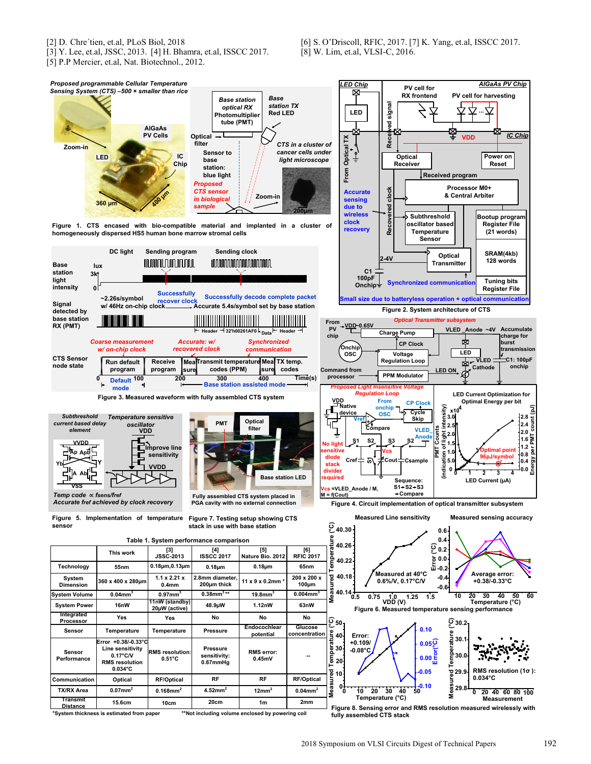[2] D. Chre´tien, et.al, PLoS Biol, 2018
[3] Y. Lee, et.al, JSSC, 2013. [4] H. Bhamra, et.al, ISSCC 2017.
[5] P.P Mercier, et.al, Nat. Biotechnol., 2012.
[6] S. O'Driscoll, RFIC, 2017. [7] K. Yang, et.al, ISSCC 2017.
[8] W. Lim, et.al, VLSI-C, 2016.

Figure 1. CTS encased with bio-compatible material and implanted in a cluster of homogeneously dispersed HS5 human bone marrow stromal cells

Figure 2. System architecture of CTS

Figure 3. Measured waveform with fully assembled CTS system

Figure 4. Circuit implementation of optical transmitter subsystem

Figure 5. Implementation of temperature sensor

Figure 6. Measured temperature sensing performance

Figure 7. Testing setup showing CTS stack in use with base station

Figure 8. Sensing error and RMS resolution measured wirelessly with fully assembled CTS stack

Table 1. System performance comparison

| | This work | [3] JSSC-2013 | [4] ISSCC 2017 | [5] Nature Bio. 2012 | [6] RFIC 2017 |
|---|---|---|---|---|---|
| Technology | 55nm | 0.18μm,0.13μm | 0.18μm | 0.18μm | 65nm |
| System Dimension | 360 x 400 x 280μm | 1.1 x 2.21 x 0.4mm | 2.8mm diameter, 200μm thick | 11 x 9 x 0.2mm * | 200 x 200 x 100μm |
| System Volume | 0.04mm$^3$ | 0.97mm$^3$ | 0.38mm$^3$ ** | 19.8mm$^3$ | 0.004mm$^3$ |
| System Power | 16nW | 11nW (standby) 20μW (active) | 48.9μW | 1.12nW | 63nW |
| Integrated Processor | Yes | Yes | No | No | No |
| Sensor | Temperature | Temperature | Pressure | Endocochlear potential | Glucose concentration |
| Sensor Performance | Error +0.38/-0.33°C Line sensitivity 0.17°C/V RMS resolution 0.034°C | RMS resolution: 0.51°C | Pressure sensitivity: 0.67mmHg | RMS error: 0.45mV | -- |
| Communication | Optical | RF/Optical | RF | RF | RF/Optical |
| TX/RX Area | 0.07mm$^2$ | 0.168mm$^2$ | 4.52mm$^2$ | 12mm$^2$ | 0.04mm$^2$ |
| Transmit Distance | 15.6cm | 10cm | 20cm | 1m | 2mm |

*System thickness is estimated from paper **Not including volume enclosed by powering coil